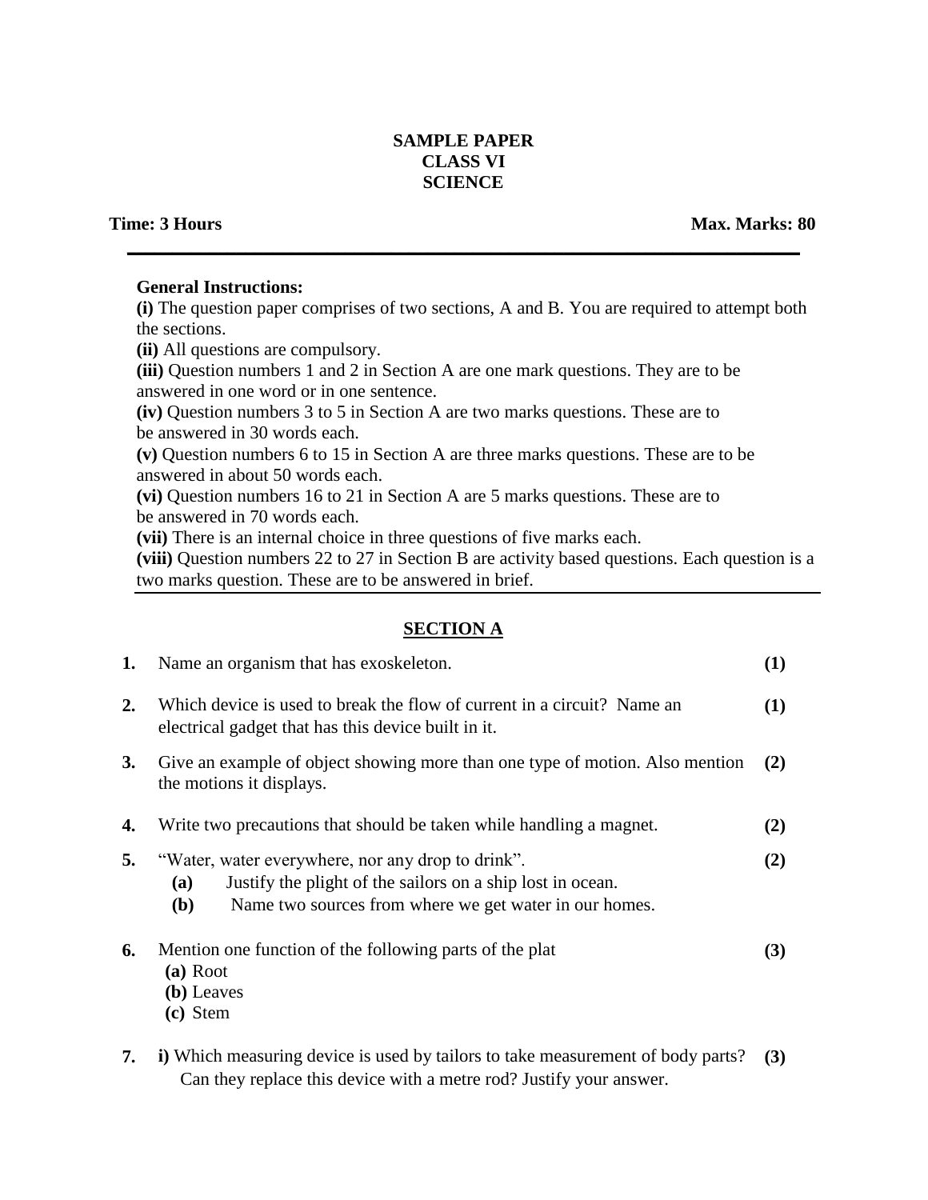# SAMPLE PAPER
## CLASS VI
## SCIENCE

**Time: 3 Hours** **Max. Marks: 80**

---

**General Instructions:**

**(i)** The question paper comprises of two sections, A and B. You are required to attempt both the sections.

**(ii)** All questions are compulsory.

**(iii)** Question numbers 1 and 2 in Section A are one mark questions. They are to be answered in one word or in one sentence.

**(iv)** Question numbers 3 to 5 in Section A are two marks questions. These are to be answered in 30 words each.

**(v)** Question numbers 6 to 15 in Section A are three marks questions. These are to be answered in about 50 words each.

**(vi)** Question numbers 16 to 21 in Section A are 5 marks questions. These are to be answered in 70 words each.

**(vii)** There is an internal choice in three questions of five marks each.

**(viii)** Question numbers 22 to 27 in Section B are activity based questions. Each question is a two marks question. These are to be answered in brief.

---

## SECTION A

**1.** Name an organism that has exoskeleton. **(1)**

**2.** Which device is used to break the flow of current in a circuit? Name an electrical gadget that has this device built in it. **(1)**

**3.** Give an example of object showing more than one type of motion. Also mention the motions it displays. **(2)**

**4.** Write two precautions that should be taken while handling a magnet. **(2)**

**5.** "Water, water everywhere, nor any drop to drink". **(2)**

- **(a)** Justify the plight of the sailors on a ship lost in ocean.
- **(b)** Name two sources from where we get water in our homes.

**6.** Mention one function of the following parts of the plat **(3)**

- **(a)** Root
- **(b)** Leaves
- **(c)** Stem

**7.** **i)** Which measuring device is used by tailors to take measurement of body parts? Can they replace this device with a metre rod? Justify your answer. **(3)**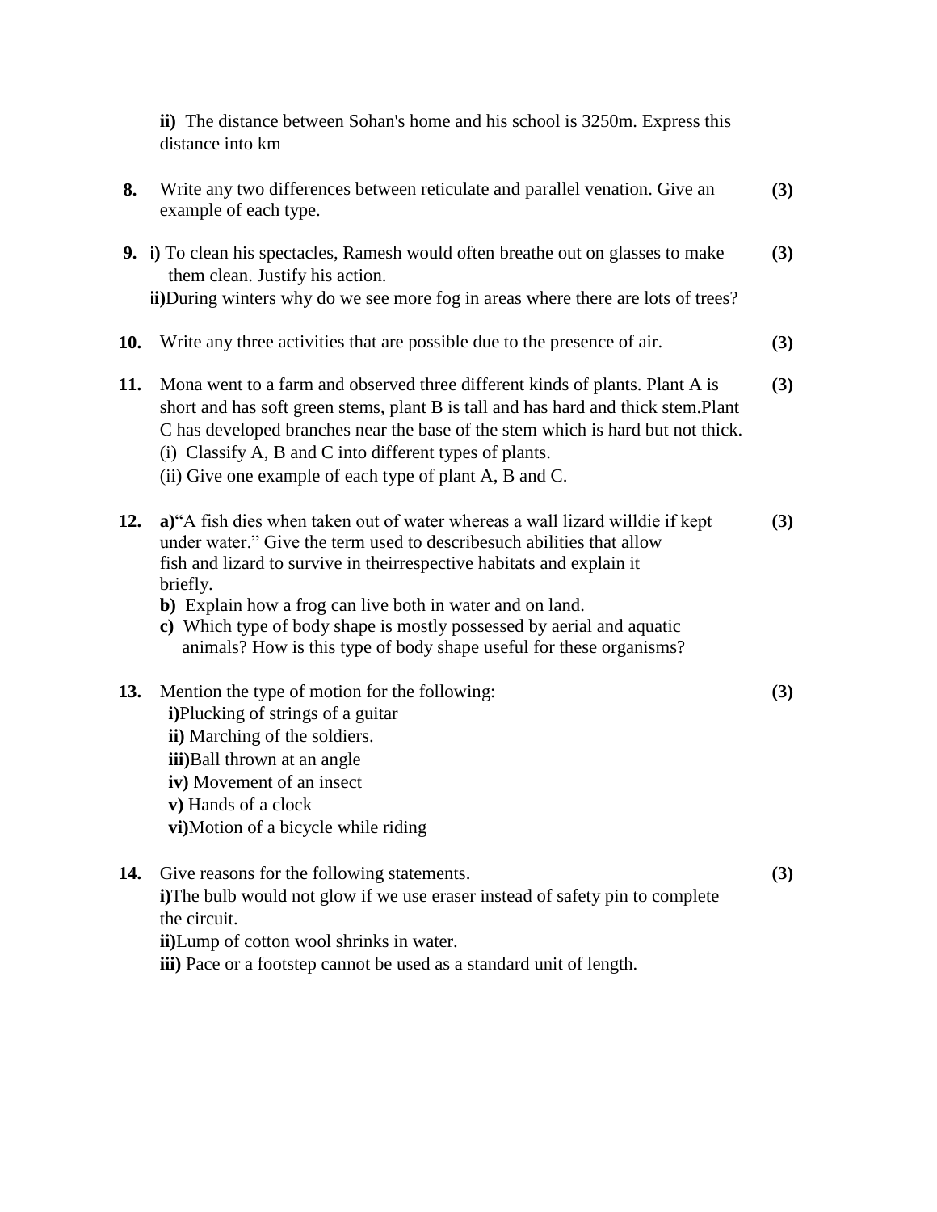**ii)** The distance between Sohan's home and his school is 3250m. Express this distance into km

**8.** Write any two differences between reticulate and parallel venation. Give an example of each type. **(3)**

**9.** **i)** To clean his spectacles, Ramesh would often breathe out on glasses to make them clean. Justify his action. **(3)**

**ii)**During winters why do we see more fog in areas where there are lots of trees?

**10.** Write any three activities that are possible due to the presence of air. **(3)**

**11.** Mona went to a farm and observed three different kinds of plants. Plant A is short and has soft green stems, plant B is tall and has hard and thick stem.Plant C has developed branches near the base of the stem which is hard but not thick. **(3)**

(i) Classify A, B and C into different types of plants.

(ii) Give one example of each type of plant A, B and C.

**12.** **a)**"A fish dies when taken out of water whereas a wall lizard willdie if kept under water." Give the term used to describesuch abilities that allow fish and lizard to survive in theirrespective habitats and explain it briefly. **(3)**

**b)** Explain how a frog can live both in water and on land.

**c)** Which type of body shape is mostly possessed by aerial and aquatic animals? How is this type of body shape useful for these organisms?

**13.** Mention the type of motion for the following: **(3)**

**i)**Plucking of strings of a guitar

**ii)** Marching of the soldiers.

**iii)**Ball thrown at an angle

**iv)** Movement of an insect

**v)** Hands of a clock

**vi)**Motion of a bicycle while riding

**14.** Give reasons for the following statements. **(3)**

**i)**The bulb would not glow if we use eraser instead of safety pin to complete the circuit.

**ii)**Lump of cotton wool shrinks in water.

**iii)** Pace or a footstep cannot be used as a standard unit of length.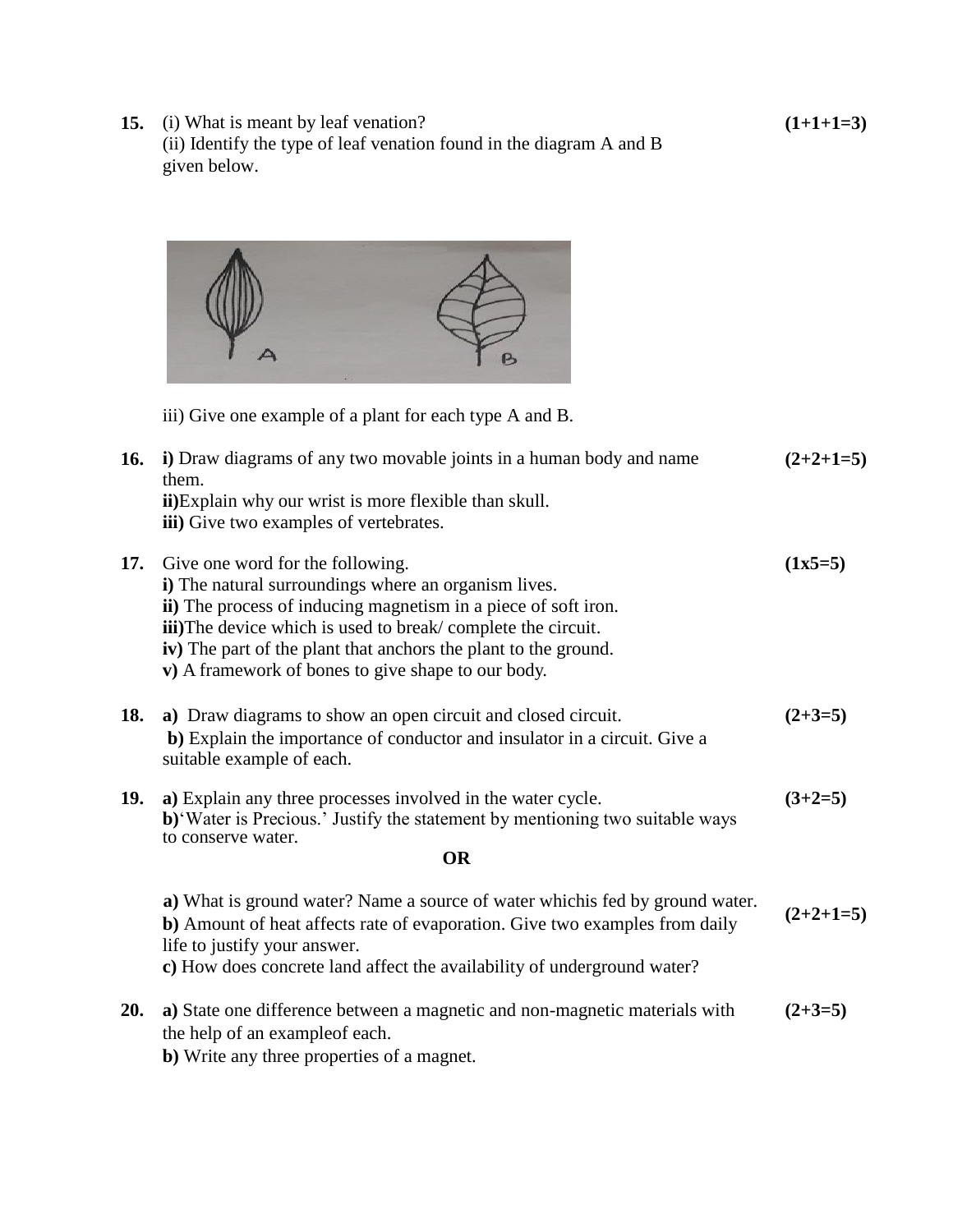**15.** (i) What is meant by leaf venation? **(1+1+1=3)**
(ii) Identify the type of leaf venation found in the diagram A and B given below.

iii) Give one example of a plant for each type A and B.

**16.** **i)** Draw diagrams of any two movable joints in a human body and name them. **(2+2+1=5)**
**ii)** Explain why our wrist is more flexible than skull.
**iii)** Give two examples of vertebrates.

**17.** Give one word for the following. **(1x5=5)**
**i)** The natural surroundings where an organism lives.
**ii)** The process of inducing magnetism in a piece of soft iron.
**iii)** The device which is used to break/ complete the circuit.
**iv)** The part of the plant that anchors the plant to the ground.
**v)** A framework of bones to give shape to our body.

**18.** **a)** Draw diagrams to show an open circuit and closed circuit. **(2+3=5)**
**b)** Explain the importance of conductor and insulator in a circuit. Give a suitable example of each.

**19.** **a)** Explain any three processes involved in the water cycle. **(3+2=5)**
**b)** 'Water is Precious.' Justify the statement by mentioning two suitable ways to conserve water.

**OR**

**a)** What is ground water? Name a source of water whichis fed by ground water. **(2+2+1=5)**
**b)** Amount of heat affects rate of evaporation. Give two examples from daily life to justify your answer.
**c)** How does concrete land affect the availability of underground water?

**20.** **a)** State one difference between a magnetic and non-magnetic materials with the help of an exampleof each. **(2+3=5)**
**b)** Write any three properties of a magnet.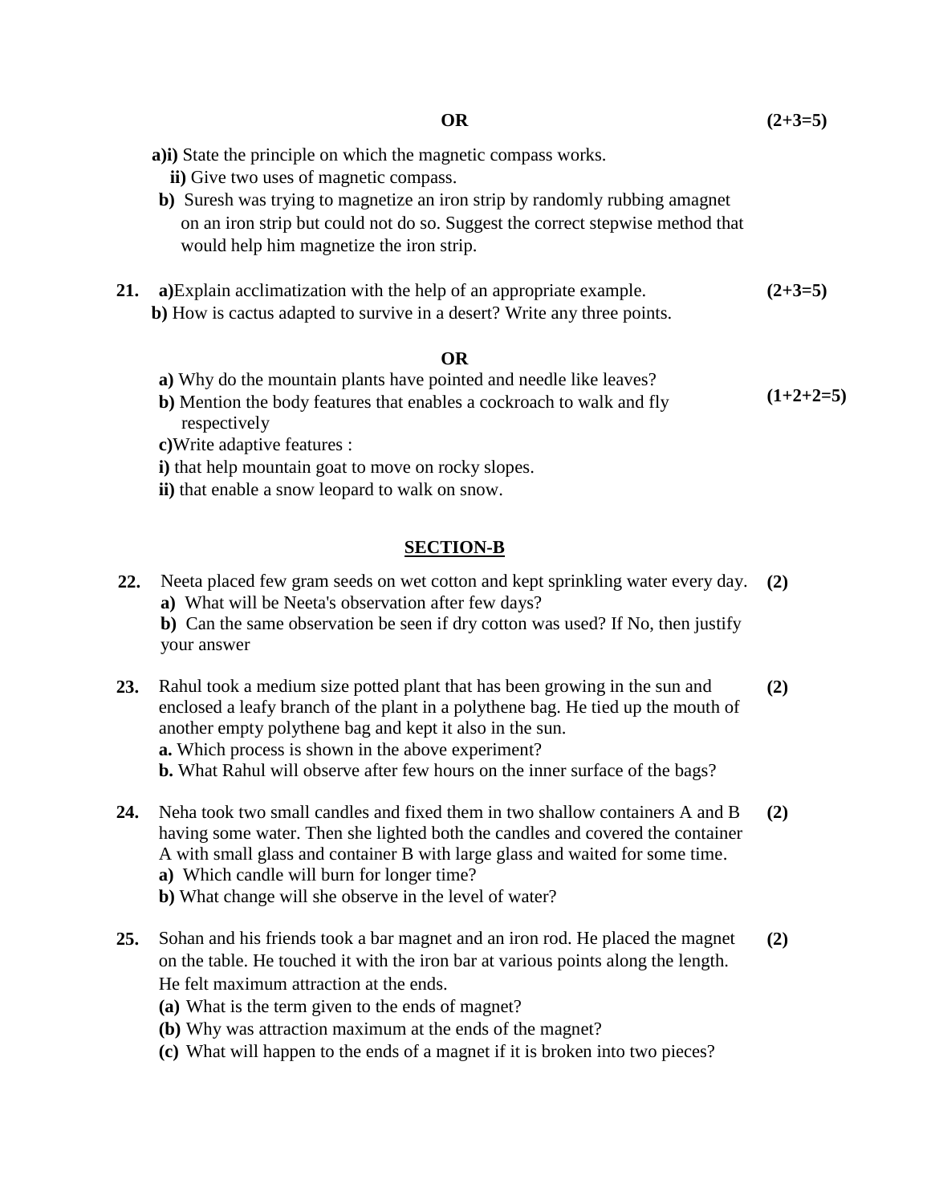**OR** **(2+3=5)**

**a)i)** State the principle on which the magnetic compass works.

**ii)** Give two uses of magnetic compass.

**b)** Suresh was trying to magnetize an iron strip by randomly rubbing amagnet on an iron strip but could not do so. Suggest the correct stepwise method that would help him magnetize the iron strip.

**21.** **a)**Explain acclimatization with the help of an appropriate example. **(2+3=5)**

**b)** How is cactus adapted to survive in a desert? Write any three points.

**OR**

**a)** Why do the mountain plants have pointed and needle like leaves? **(1+2+2=5)**

**b)** Mention the body features that enables a cockroach to walk and fly respectively

**c)**Write adaptive features :

**i)** that help mountain goat to move on rocky slopes.

**ii)** that enable a snow leopard to walk on snow.

## SECTION-B

**22.** Neeta placed few gram seeds on wet cotton and kept sprinkling water every day. **(2)**

**a)** What will be Neeta's observation after few days?

**b)** Can the same observation be seen if dry cotton was used? If No, then justify your answer

**23.** Rahul took a medium size potted plant that has been growing in the sun and enclosed a leafy branch of the plant in a polythene bag. He tied up the mouth of another empty polythene bag and kept it also in the sun. **(2)**

**a.** Which process is shown in the above experiment?

**b.** What Rahul will observe after few hours on the inner surface of the bags?

**24.** Neha took two small candles and fixed them in two shallow containers A and B having some water. Then she lighted both the candles and covered the container A with small glass and container B with large glass and waited for some time. **(2)**

**a)** Which candle will burn for longer time?

**b)** What change will she observe in the level of water?

**25.** Sohan and his friends took a bar magnet and an iron rod. He placed the magnet on the table. He touched it with the iron bar at various points along the length. He felt maximum attraction at the ends. **(2)**

**(a)** What is the term given to the ends of magnet?

**(b)** Why was attraction maximum at the ends of the magnet?

**(c)** What will happen to the ends of a magnet if it is broken into two pieces?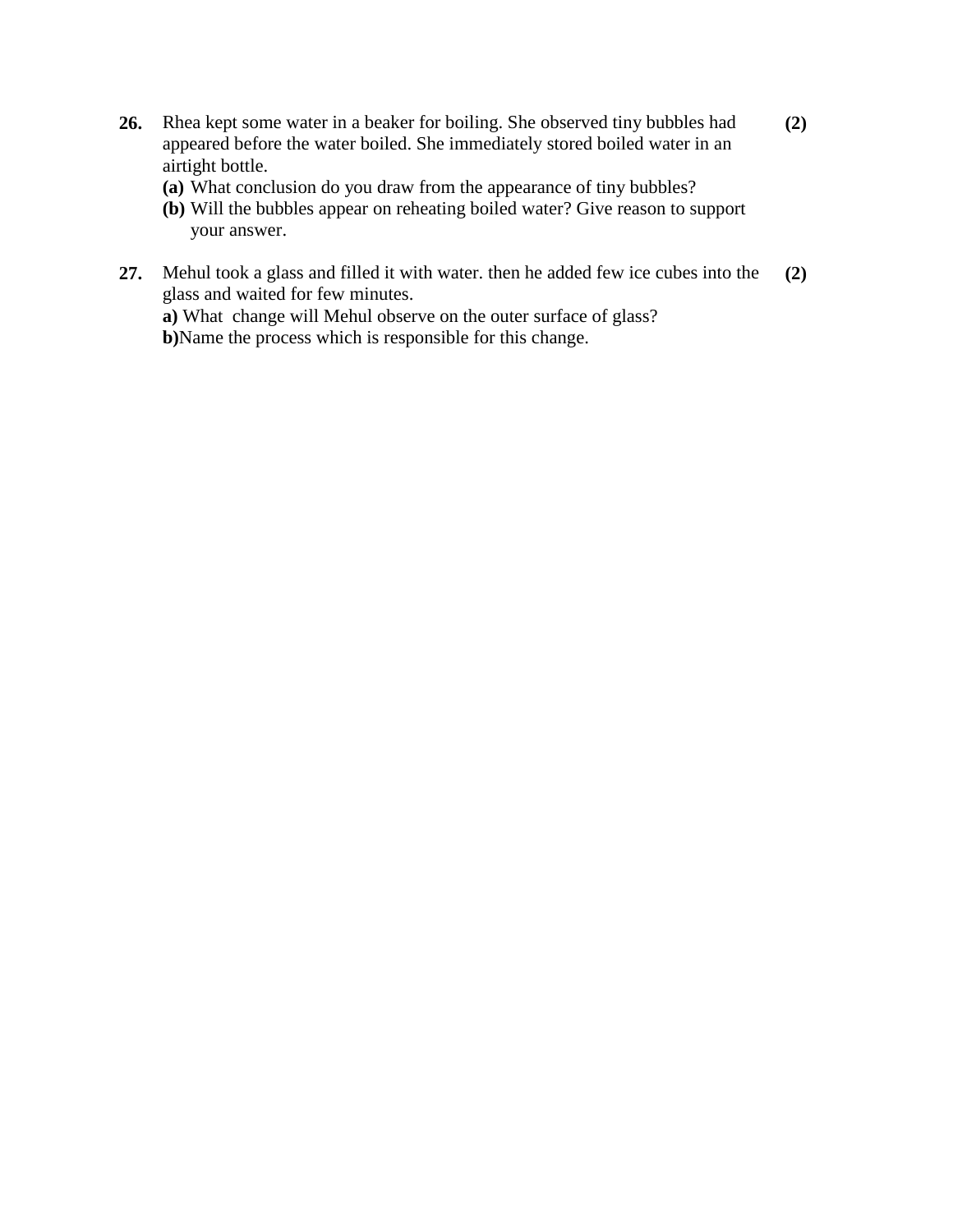**26.** Rhea kept some water in a beaker for boiling. She observed tiny bubbles had appeared before the water boiled. She immediately stored boiled water in an airtight bottle. **(2)**

**(a)** What conclusion do you draw from the appearance of tiny bubbles?

**(b)** Will the bubbles appear on reheating boiled water? Give reason to support your answer.

**27.** Mehul took a glass and filled it with water. then he added few ice cubes into the glass and waited for few minutes. **(2)**

**a)** What change will Mehul observe on the outer surface of glass?

**b)**Name the process which is responsible for this change.